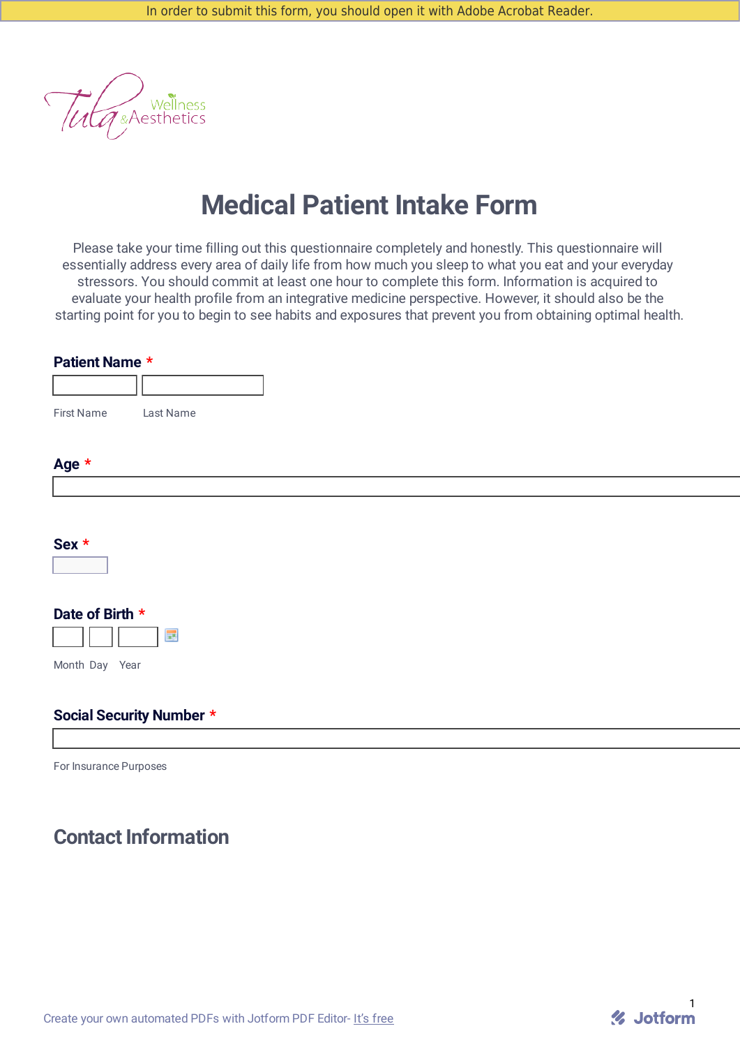In order to submit this form, you should open it with Adobe Acrobat Reader.

Tula Wellness & Aesthetics

# Medical Patient Intake Form

Please take your time filling out this questionnaire completely and honestly. This questionnaire will essentially address every area of daily life from how much you sleep to what you eat and your everyday stressors. You should commit at least one hour to complete this form. Information is acquired to evaluate your health profile from an integrative medicine perspective. However, it should also be the starting point for you to begin to see habits and exposures that prevent you from obtaining optimal health.

**Patient Name** *

First Name    Last Name

**Age** *

**Sex** *

**Date of Birth** *

Month  Day  Year

**Social Security Number** *

For Insurance Purposes

## Contact Information

Create your own automated PDFs with Jotform PDF Editor- It's free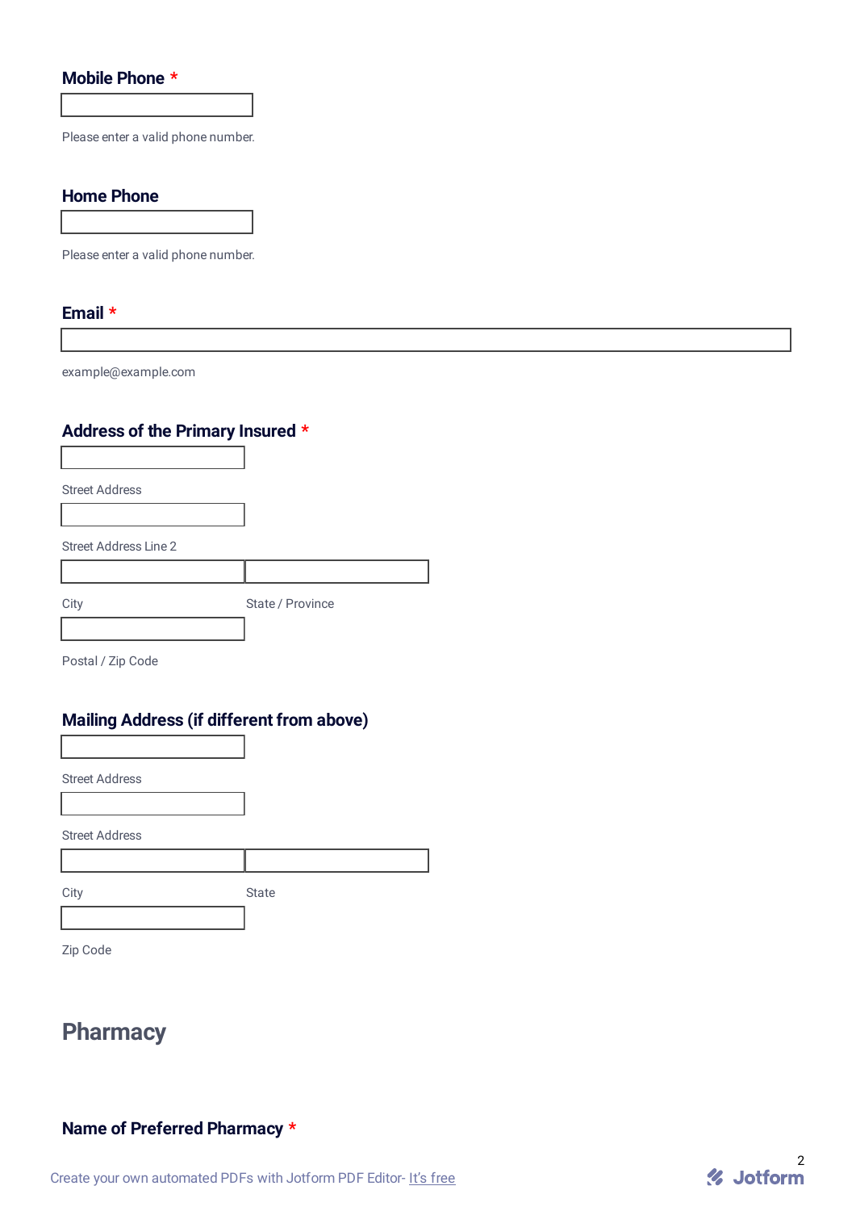**Mobile Phone** *

Please enter a valid phone number.

**Home Phone**

Please enter a valid phone number.

**Email** *

example@example.com

**Address of the Primary Insured** *

Street Address

Street Address Line 2

City | State / Province

Postal / Zip Code

**Mailing Address (if different from above)**

Street Address

Street Address

City | State

Zip Code

## Pharmacy

**Name of Preferred Pharmacy** *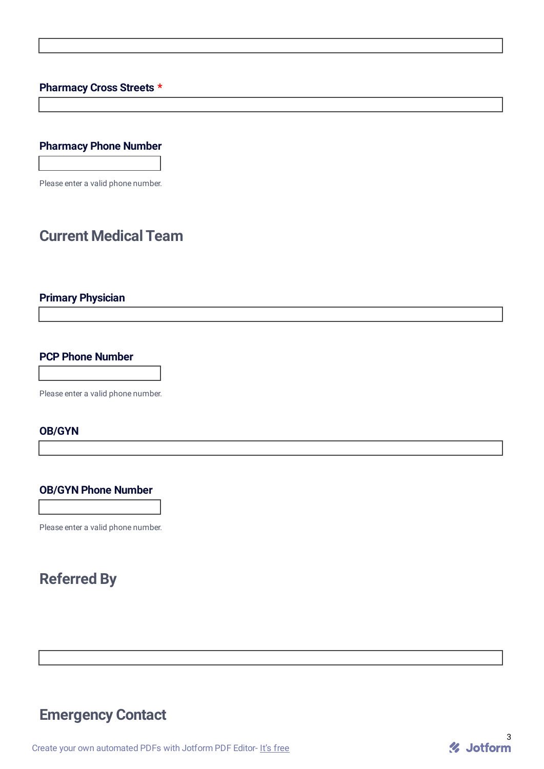Pharmacy Cross Streets *

Pharmacy Phone Number

Please enter a valid phone number.

## Current Medical Team

Primary Physician

PCP Phone Number

Please enter a valid phone number.

OB/GYN

OB/GYN Phone Number

Please enter a valid phone number.

## Referred By

## Emergency Contact

Create your own automated PDFs with Jotform PDF Editor- It's free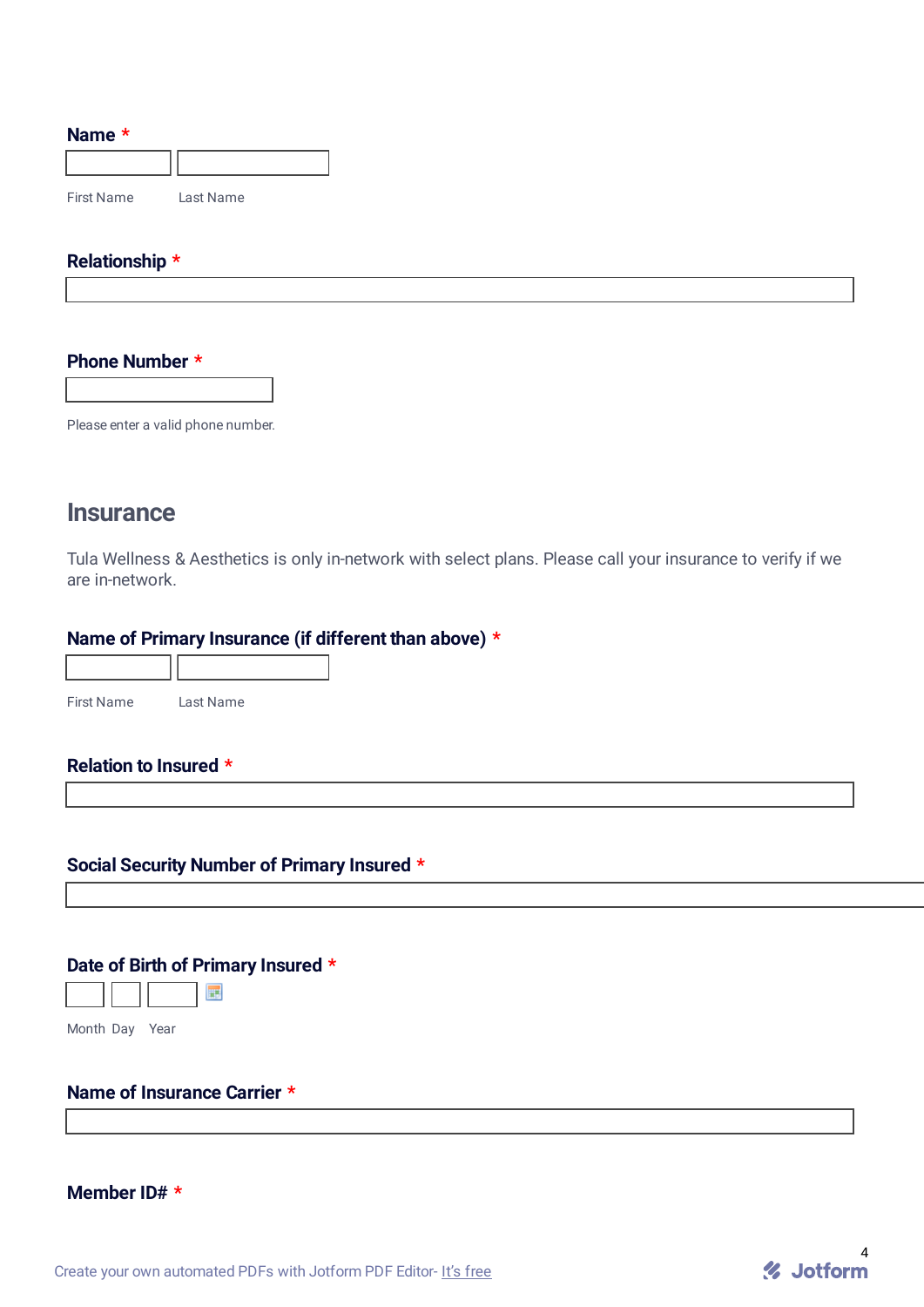**Name** *

First Name　Last Name

**Relationship** *

**Phone Number** *

Please enter a valid phone number.

## Insurance

Tula Wellness & Aesthetics is only in-network with select plans. Please call your insurance to verify if we are in-network.

**Name of Primary Insurance (if different than above)** *

First Name　Last Name

**Relation to Insured** *

**Social Security Number of Primary Insured** *

**Date of Birth of Primary Insured** *

Month　Day　Year

**Name of Insurance Carrier** *

**Member ID#** *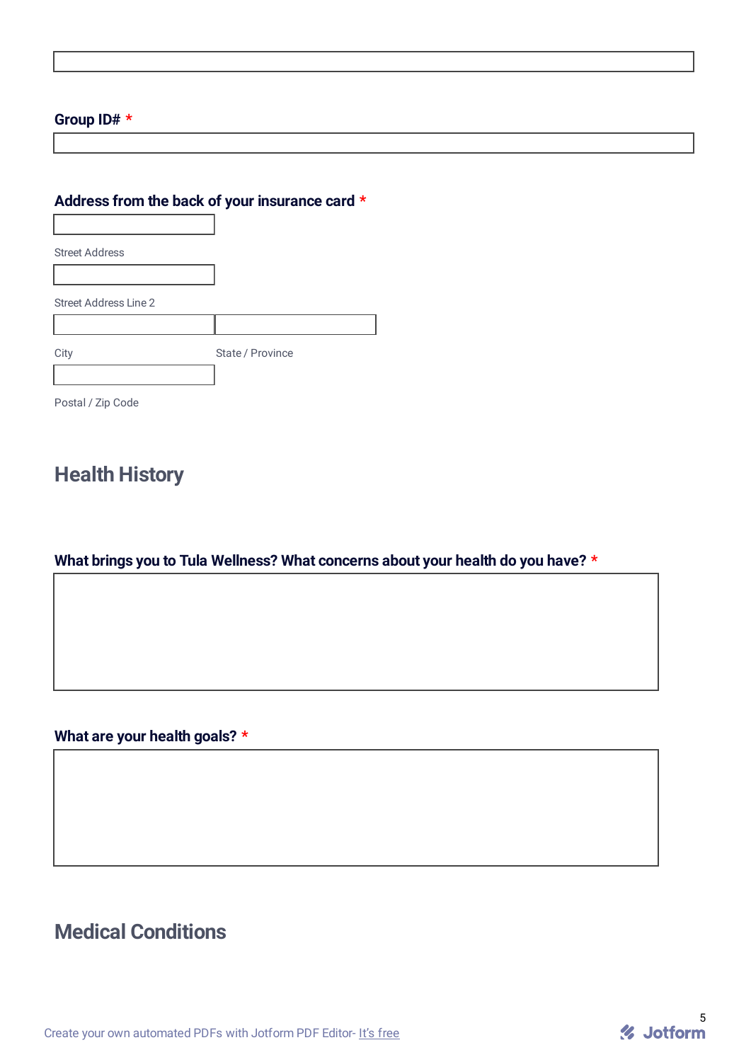Group ID# *

Address from the back of your insurance card *

Street Address

Street Address Line 2

City

State / Province

Postal / Zip Code

## Health History

What brings you to Tula Wellness? What concerns about your health do you have? *

What are your health goals? *

## Medical Conditions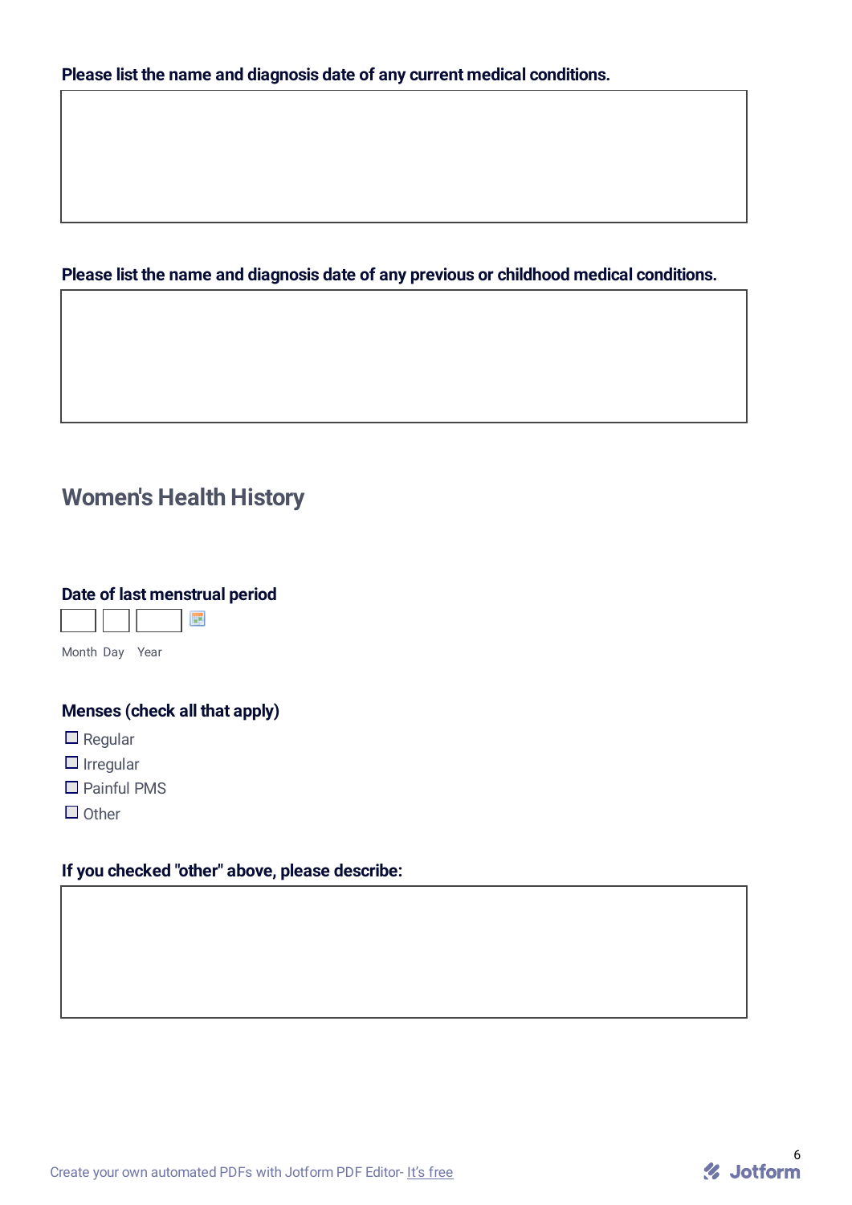**Please list the name and diagnosis date of any current medical conditions.**

**Please list the name and diagnosis date of any previous or childhood medical conditions.**

## Women's Health History

**Date of last menstrual period**

Month Day Year

**Menses (check all that apply)**

- ☐ Regular
- ☐ Irregular
- ☐ Painful PMS
- ☐ Other

**If you checked "other" above, please describe:**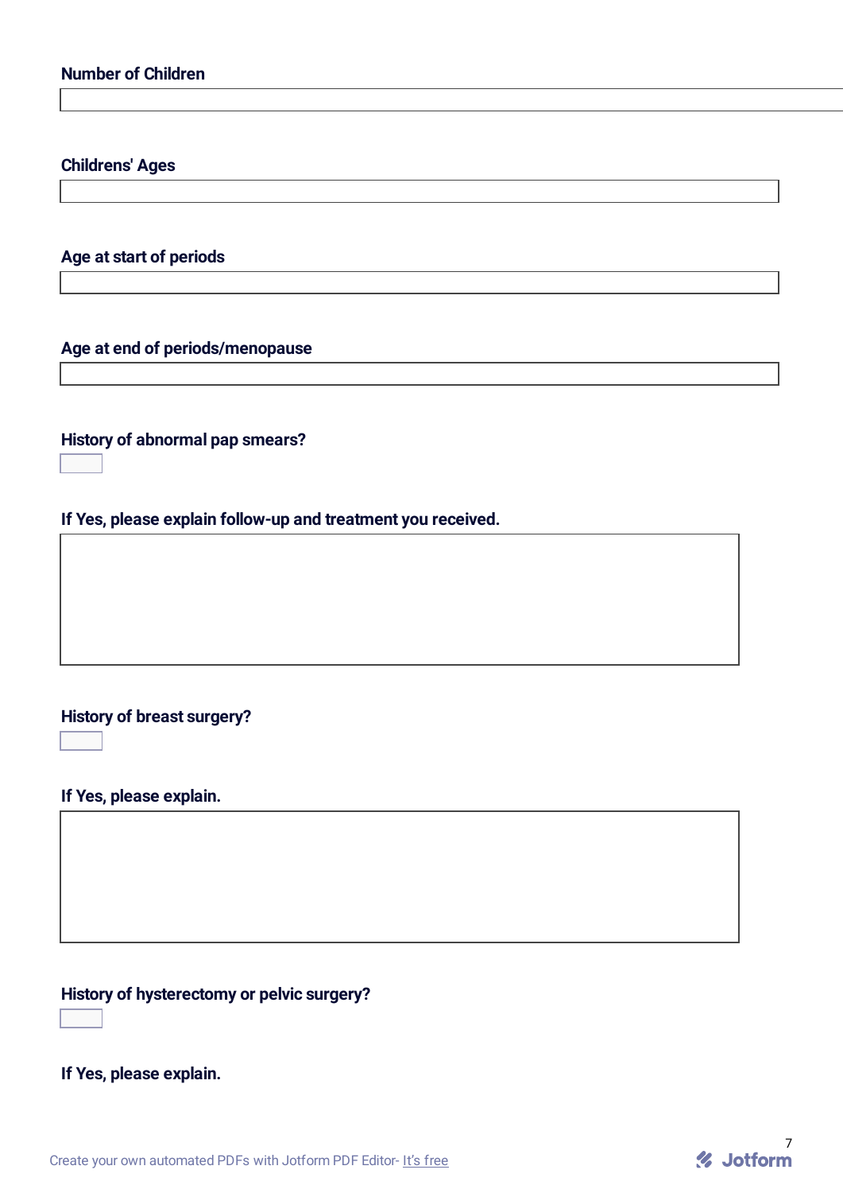**Number of Children**

**Childrens' Ages**

**Age at start of periods**

**Age at end of periods/menopause**

**History of abnormal pap smears?**

**If Yes, please explain follow-up and treatment you received.**

**History of breast surgery?**

**If Yes, please explain.**

**History of hysterectomy or pelvic surgery?**

**If Yes, please explain.**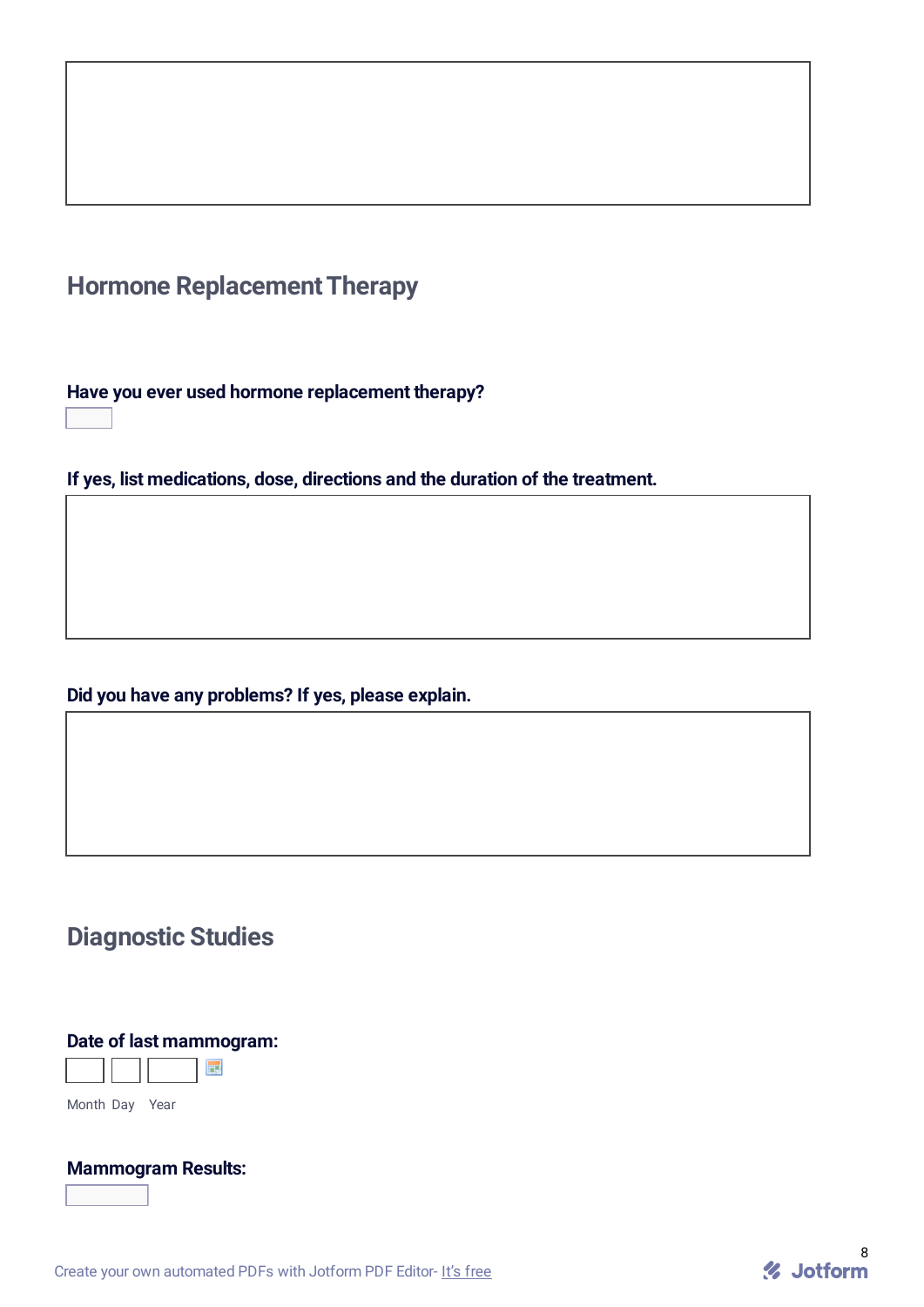## Hormone Replacement Therapy

**Have you ever used hormone replacement therapy?**

**If yes, list medications, dose, directions and the duration of the treatment.**

**Did you have any problems? If yes, please explain.**

## Diagnostic Studies

**Date of last mammogram:**

Month Day Year

**Mammogram Results:**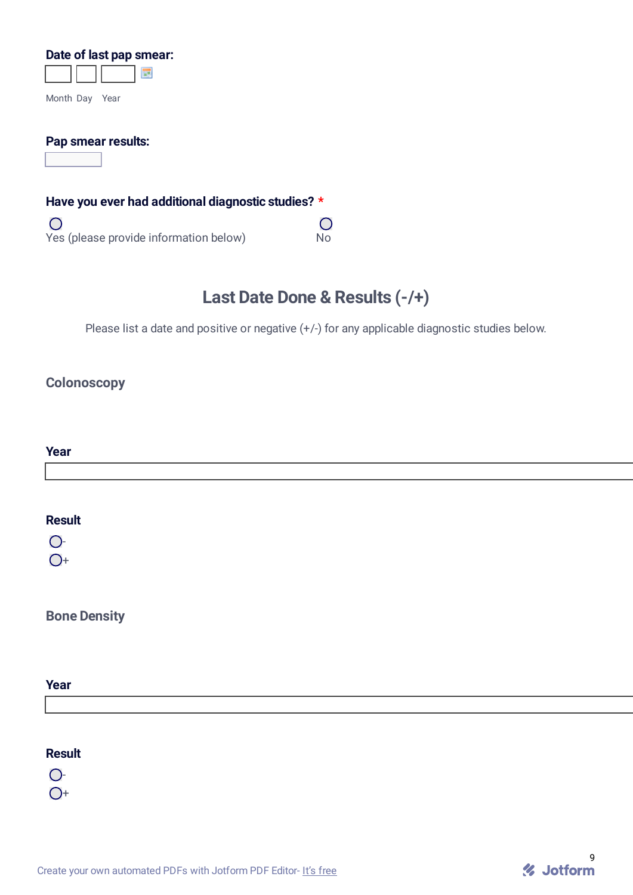**Date of last pap smear:**

Month Day Year

**Pap smear results:**

**Have you ever had additional diagnostic studies?** *

- ○ Yes (please provide information below)
- ○ No

## Last Date Done & Results (-/+)

Please list a date and positive or negative (+/-) for any applicable diagnostic studies below.

### Colonoscopy

**Year**

**Result**

- ○ -
- ○ +

### Bone Density

**Year**

**Result**

- ○ -
- ○ +

Create your own automated PDFs with Jotform PDF Editor- It's free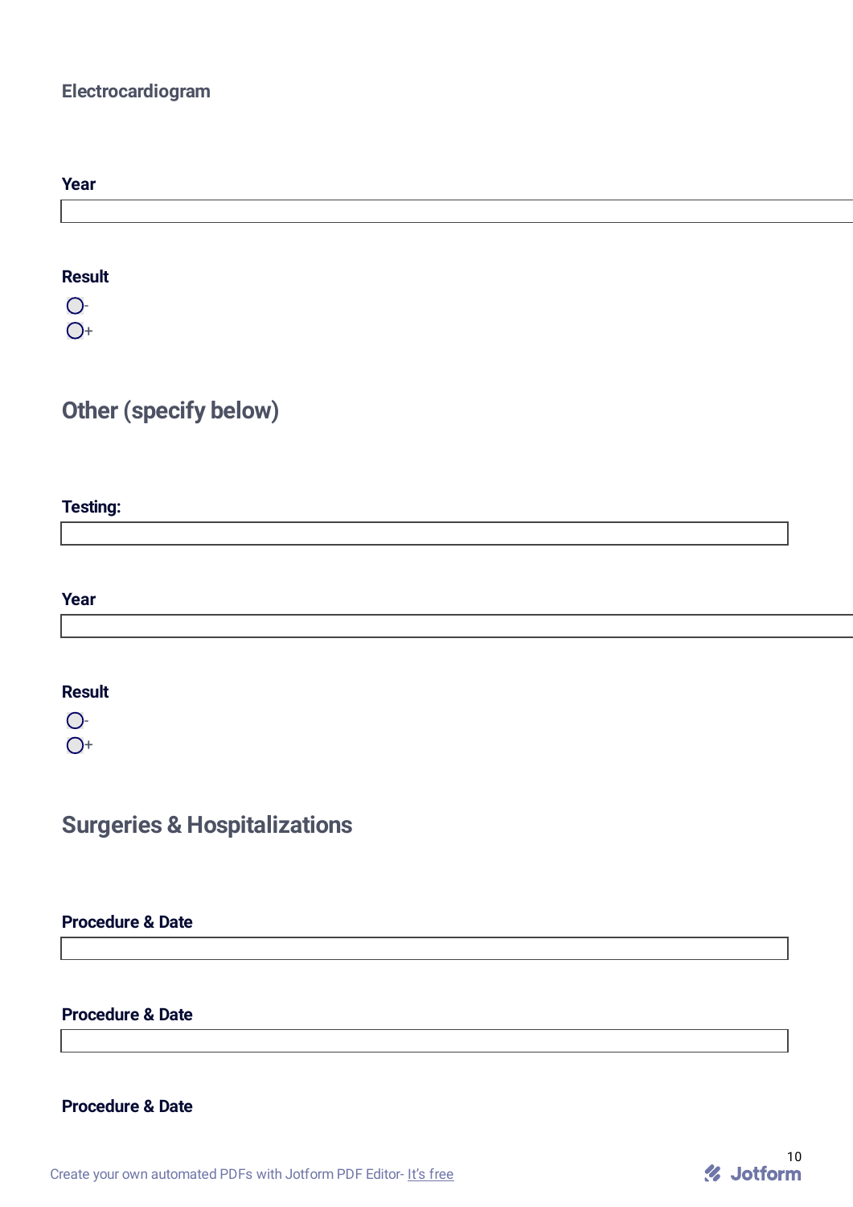## Electrocardiogram

**Year**

**Result**

- ○ -
- ○ +

## Other (specify below)

**Testing:**

**Year**

**Result**

- ○ -
- ○ +

## Surgeries & Hospitalizations

**Procedure & Date**

**Procedure & Date**

**Procedure & Date**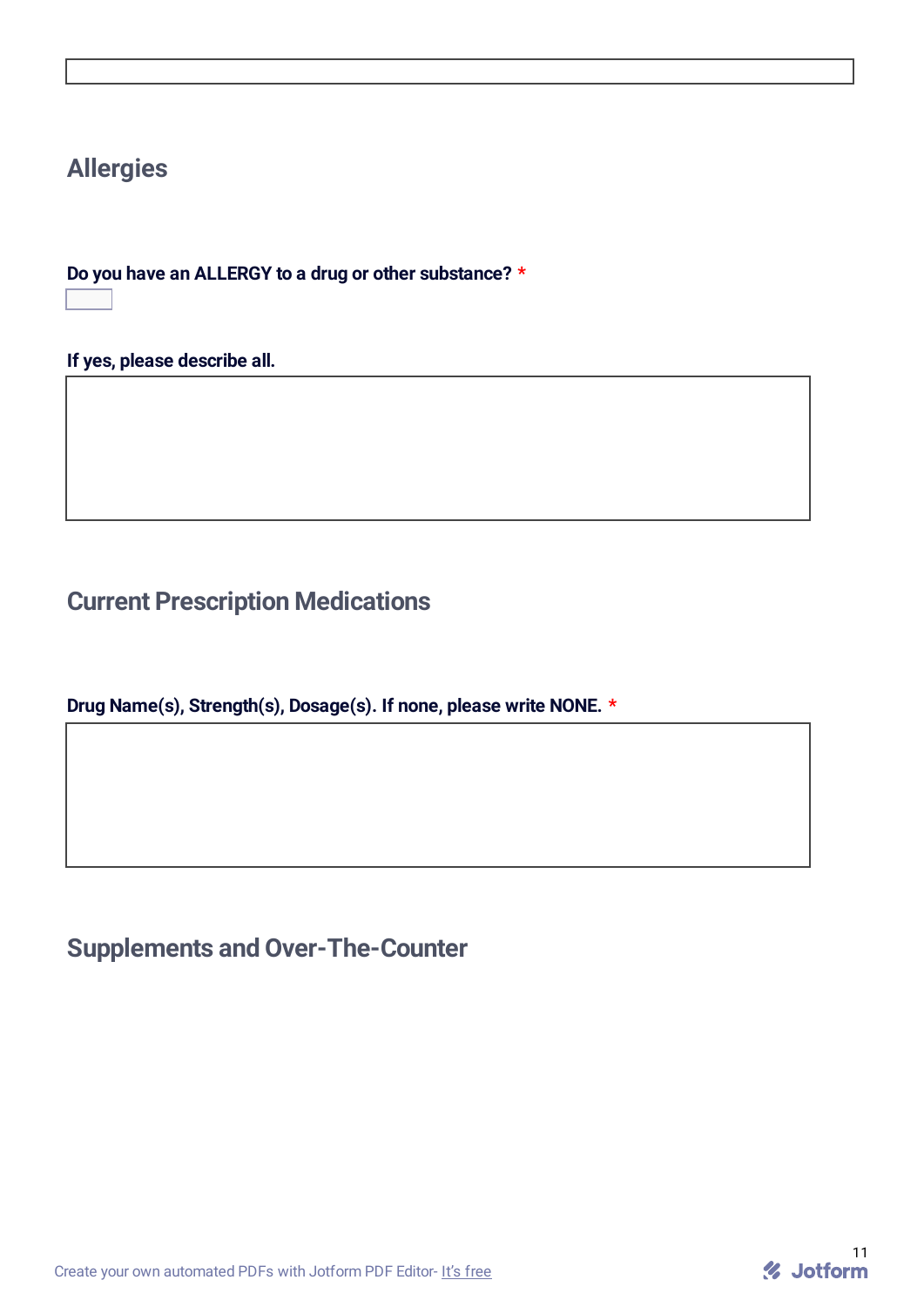## Allergies

**Do you have an ALLERGY to a drug or other substance? \***

**If yes, please describe all.**

## Current Prescription Medications

**Drug Name(s), Strength(s), Dosage(s). If none, please write NONE. \***

## Supplements and Over-The-Counter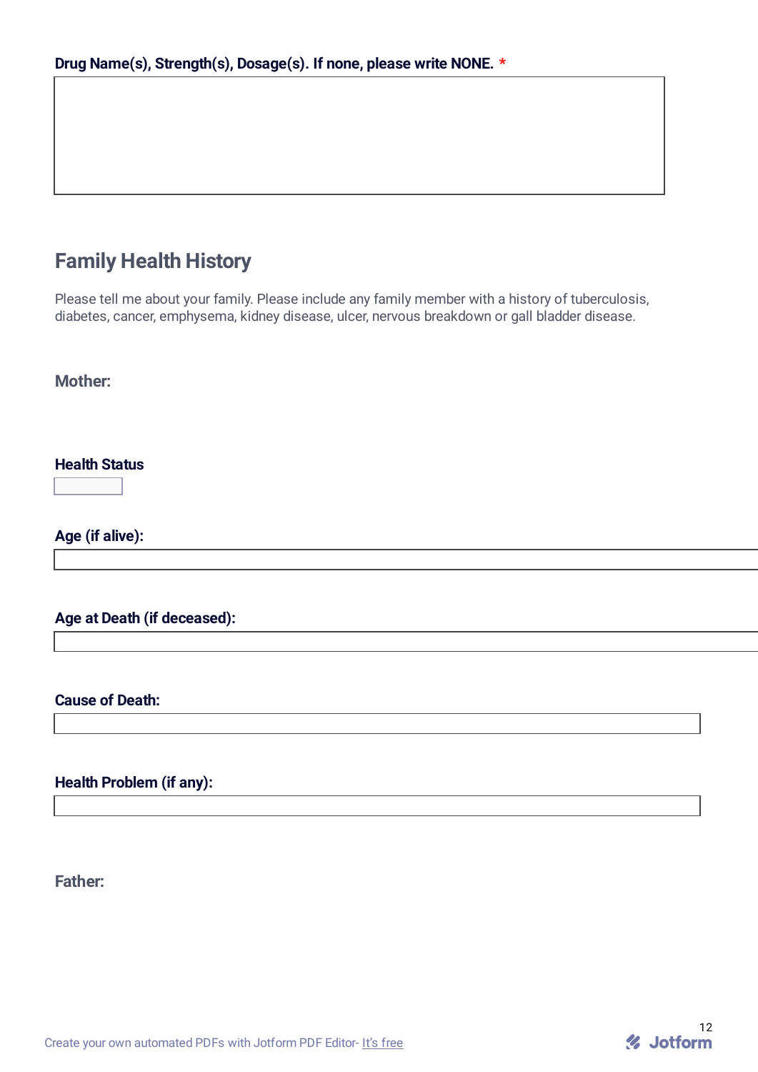**Drug Name(s), Strength(s), Dosage(s). If none, please write NONE.** *

## Family Health History

Please tell me about your family. Please include any family member with a history of tuberculosis, diabetes, cancer, emphysema, kidney disease, ulcer, nervous breakdown or gall bladder disease.

### Mother:

**Health Status**

**Age (if alive):**

**Age at Death (if deceased):**

**Cause of Death:**

**Health Problem (if any):**

### Father: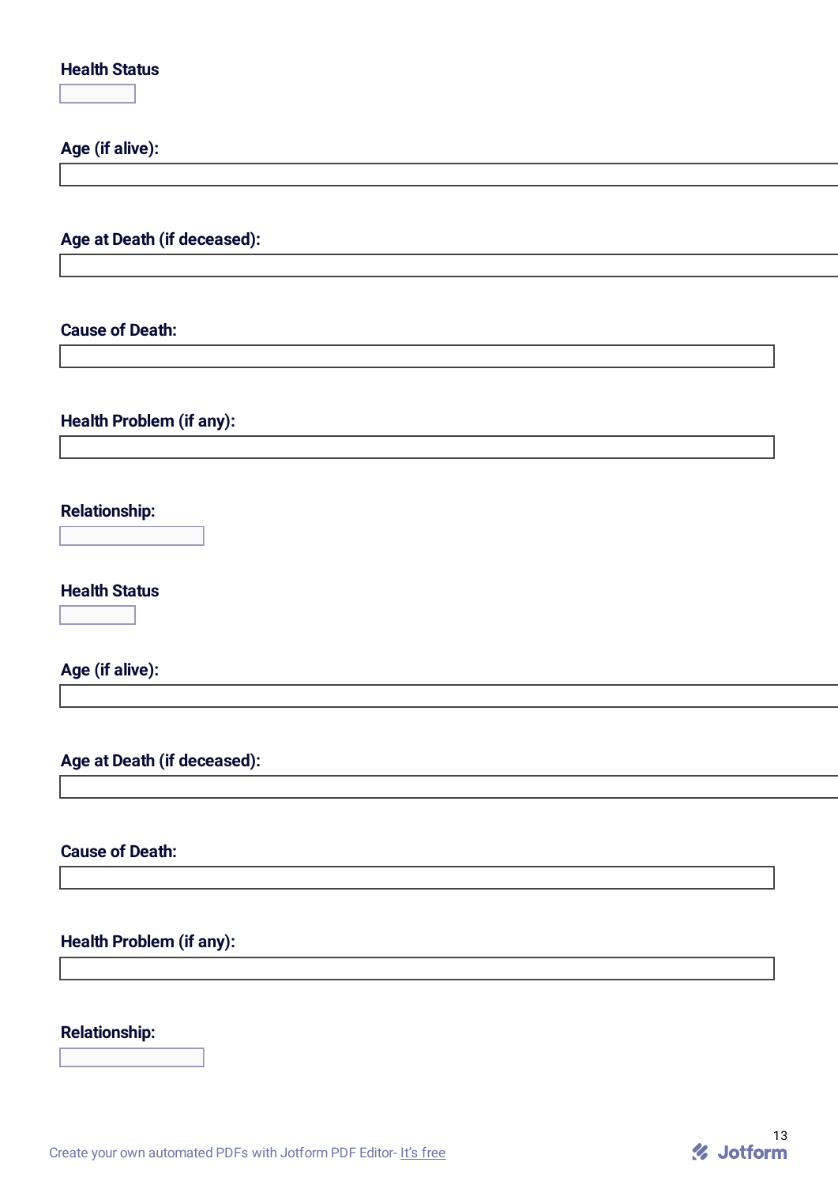**Health Status**

**Age (if alive):**

**Age at Death (if deceased):**

**Cause of Death:**

**Health Problem (if any):**

**Relationship:**

**Health Status**

**Age (if alive):**

**Age at Death (if deceased):**

**Cause of Death:**

**Health Problem (if any):**

**Relationship:**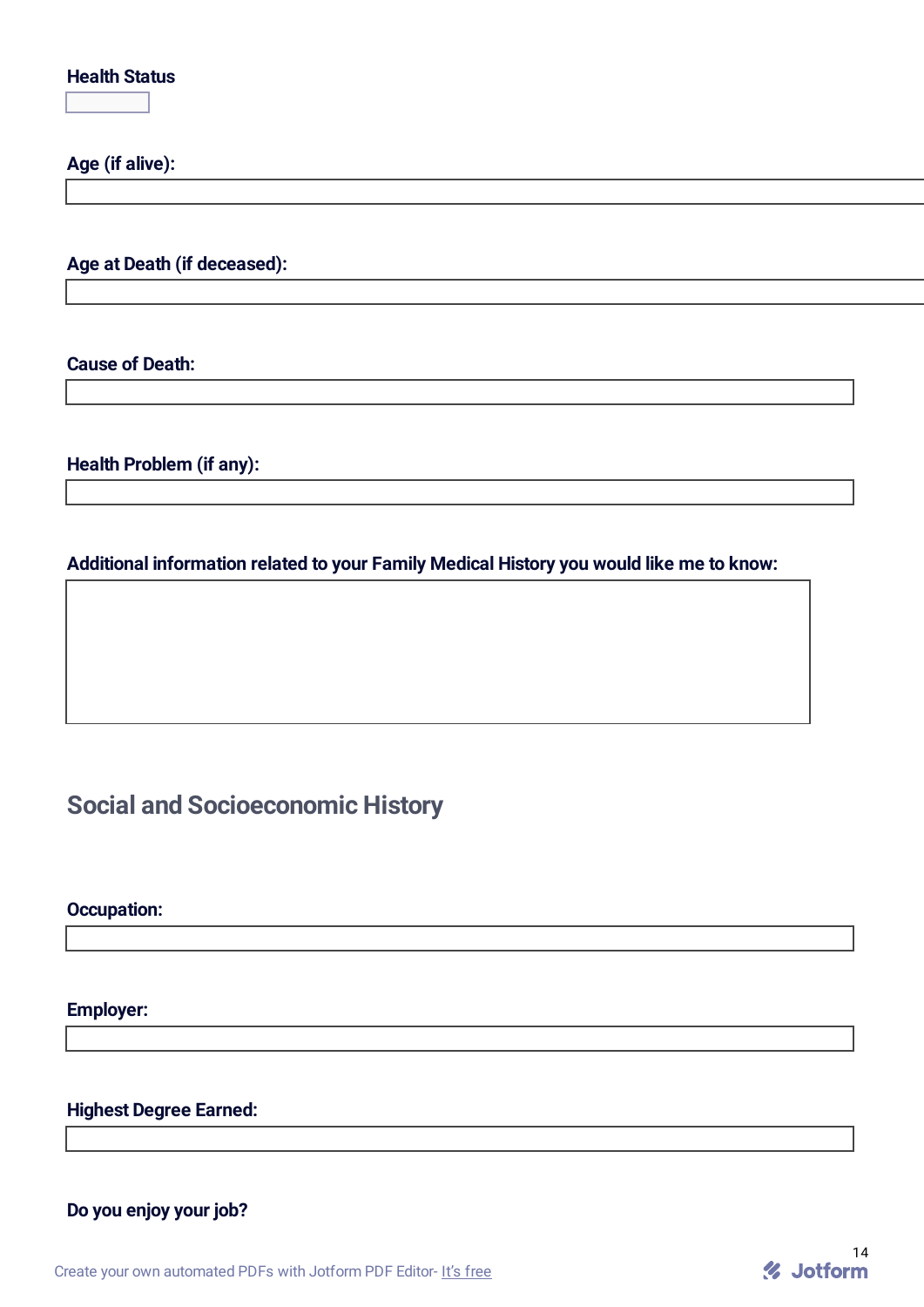**Health Status**

**Age (if alive):**

**Age at Death (if deceased):**

**Cause of Death:**

**Health Problem (if any):**

**Additional information related to your Family Medical History you would like me to know:**

## Social and Socioeconomic History

**Occupation:**

**Employer:**

**Highest Degree Earned:**

**Do you enjoy your job?**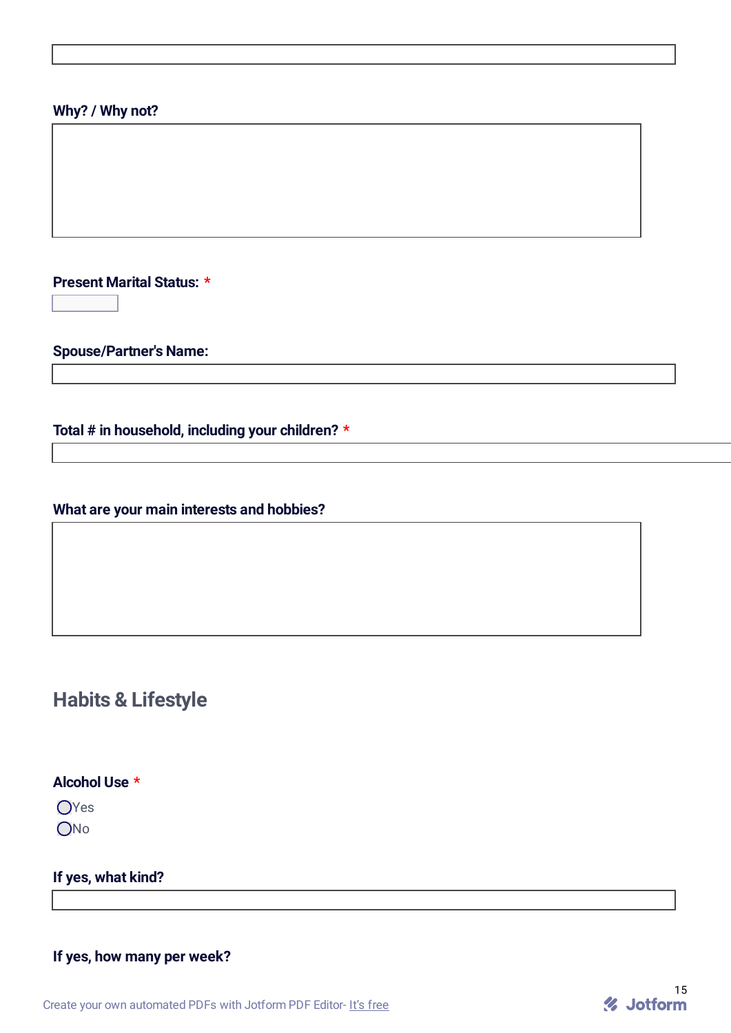**Why? / Why not?**

**Present Marital Status:** *

**Spouse/Partner's Name:**

**Total # in household, including your children?** *

**What are your main interests and hobbies?**

## Habits & Lifestyle

**Alcohol Use** *

- ◯ Yes
- ◯ No

**If yes, what kind?**

**If yes, how many per week?**

Create your own automated PDFs with Jotform PDF Editor- It's free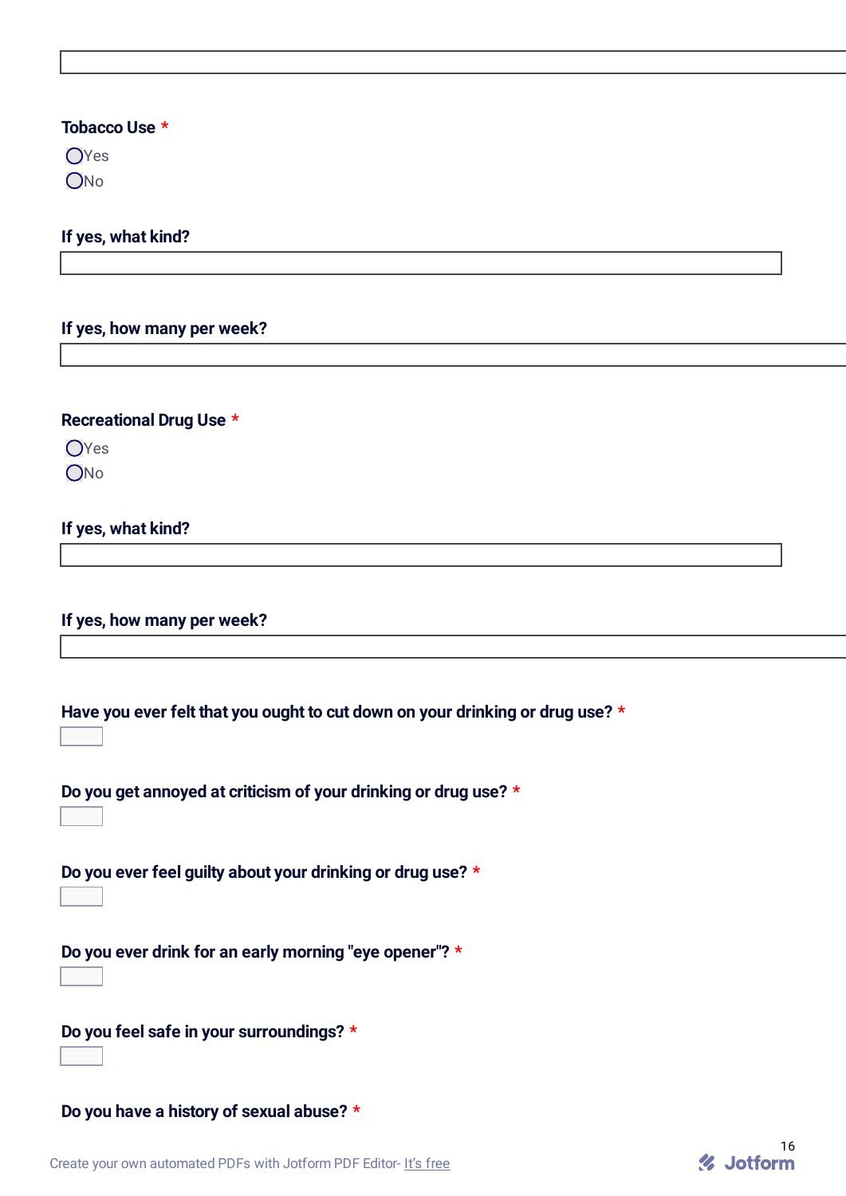**Tobacco Use** *

- ◯ Yes
- ◯ No

**If yes, what kind?**

**If yes, how many per week?**

**Recreational Drug Use** *

- ◯ Yes
- ◯ No

**If yes, what kind?**

**If yes, how many per week?**

**Have you ever felt that you ought to cut down on your drinking or drug use?** *

**Do you get annoyed at criticism of your drinking or drug use?** *

**Do you ever feel guilty about your drinking or drug use?** *

**Do you ever drink for an early morning "eye opener"?** *

**Do you feel safe in your surroundings?** *

**Do you have a history of sexual abuse?** *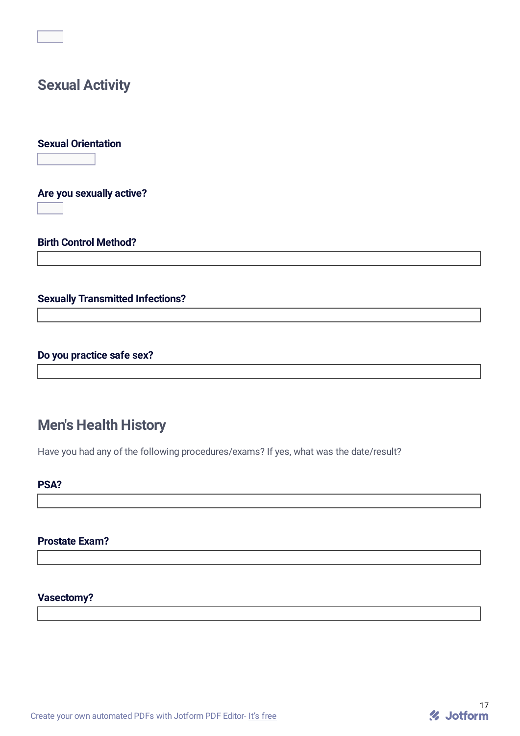## Sexual Activity

**Sexual Orientation**

**Are you sexually active?**

**Birth Control Method?**

**Sexually Transmitted Infections?**

**Do you practice safe sex?**

## Men's Health History

Have you had any of the following procedures/exams? If yes, what was the date/result?

**PSA?**

**Prostate Exam?**

**Vasectomy?**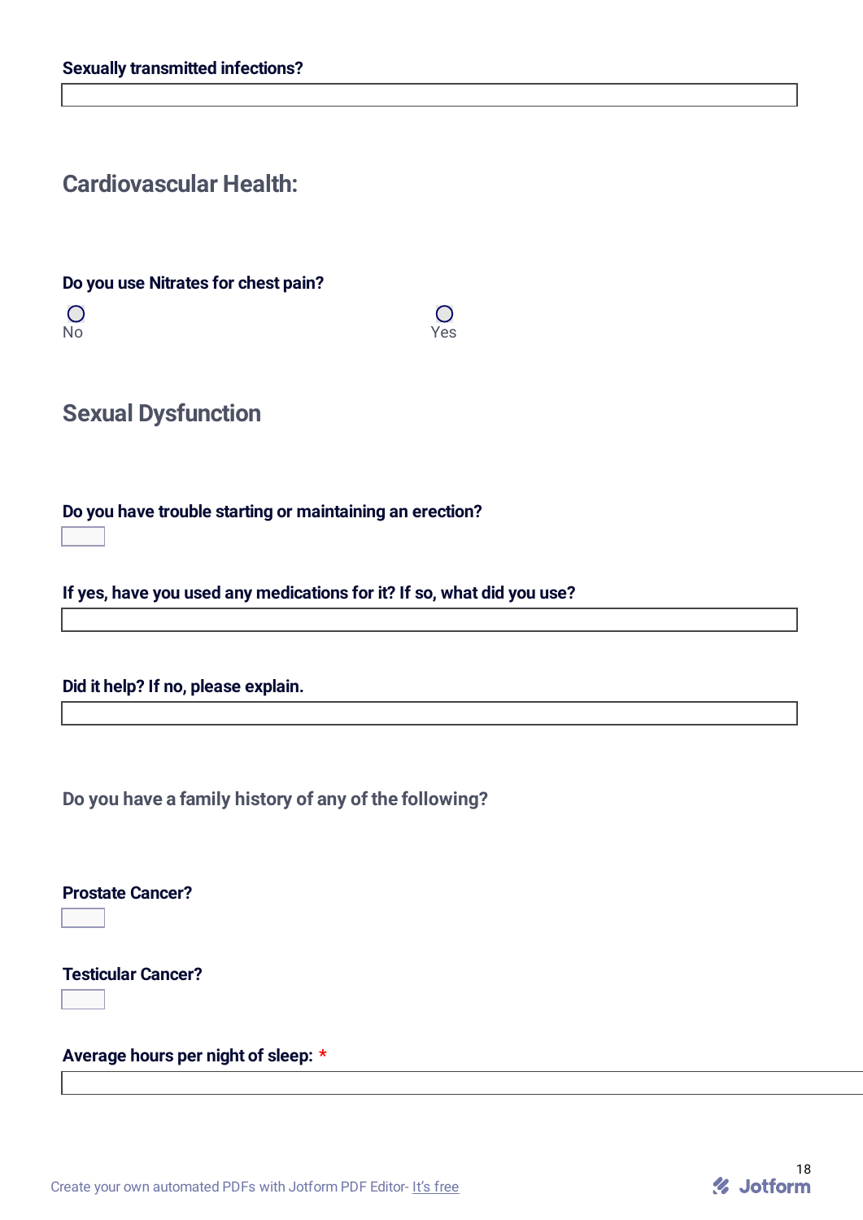**Sexually transmitted infections?**

## Cardiovascular Health:

**Do you use Nitrates for chest pain?**

○ No ○ Yes

## Sexual Dysfunction

**Do you have trouble starting or maintaining an erection?**

**If yes, have you used any medications for it? If so, what did you use?**

**Did it help? If no, please explain.**

### Do you have a family history of any of the following?

**Prostate Cancer?**

**Testicular Cancer?**

**Average hours per night of sleep:** *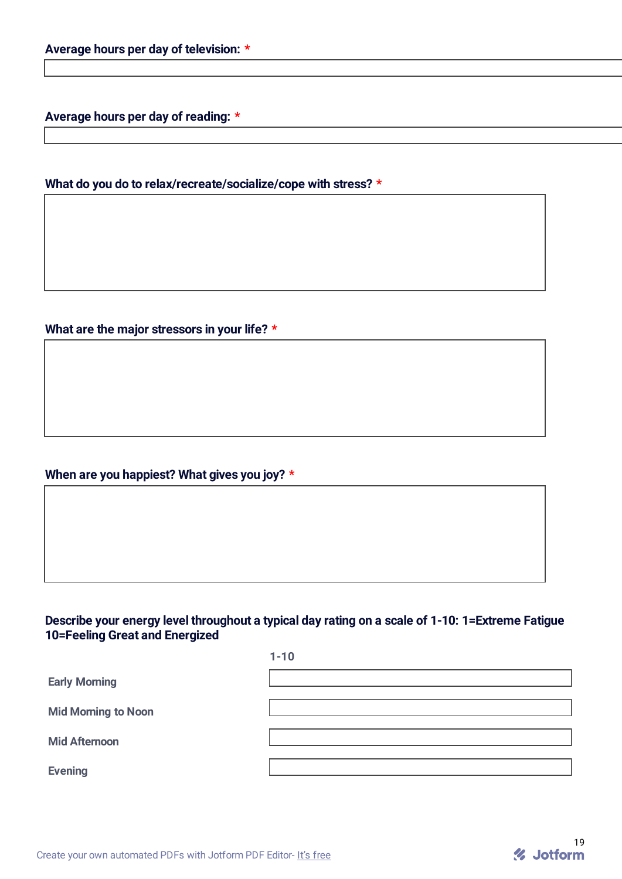**Average hours per day of television:** *

**Average hours per day of reading:** *

**What do you do to relax/recreate/socialize/cope with stress?** *

**What are the major stressors in your life?** *

**When are you happiest? What gives you joy?** *

**Describe your energy level throughout a typical day rating on a scale of 1-10: 1=Extreme Fatigue 10=Feeling Great and Energized**

| | 1-10 |
|---|---|
| Early Morning | |
| Mid Morning to Noon | |
| Mid Afternoon | |
| Evening | |

Create your own automated PDFs with Jotform PDF Editor- It's free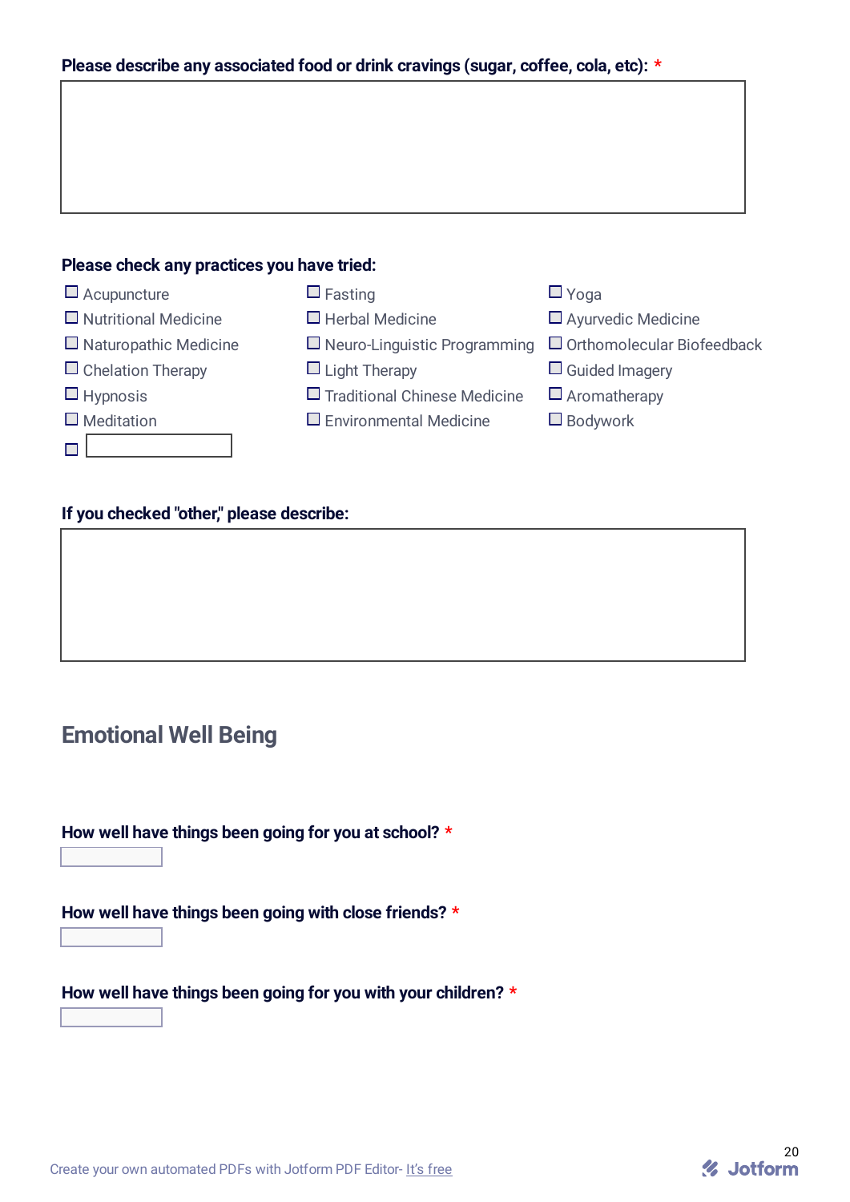**Please describe any associated food or drink cravings (sugar, coffee, cola, etc):** *

**Please check any practices you have tried:**

- ☐ Acupuncture
- ☐ Nutritional Medicine
- ☐ Naturopathic Medicine
- ☐ Chelation Therapy
- ☐ Hypnosis
- ☐ Meditation
- ☐ ____________
- ☐ Fasting
- ☐ Herbal Medicine
- ☐ Neuro-Linguistic Programming
- ☐ Light Therapy
- ☐ Traditional Chinese Medicine
- ☐ Environmental Medicine
- ☐ Yoga
- ☐ Ayurvedic Medicine
- ☐ Orthomolecular Biofeedback
- ☐ Guided Imagery
- ☐ Aromatherapy
- ☐ Bodywork

**If you checked "other," please describe:**

## Emotional Well Being

**How well have things been going for you at school?** *

**How well have things been going with close friends?** *

**How well have things been going for you with your children?** *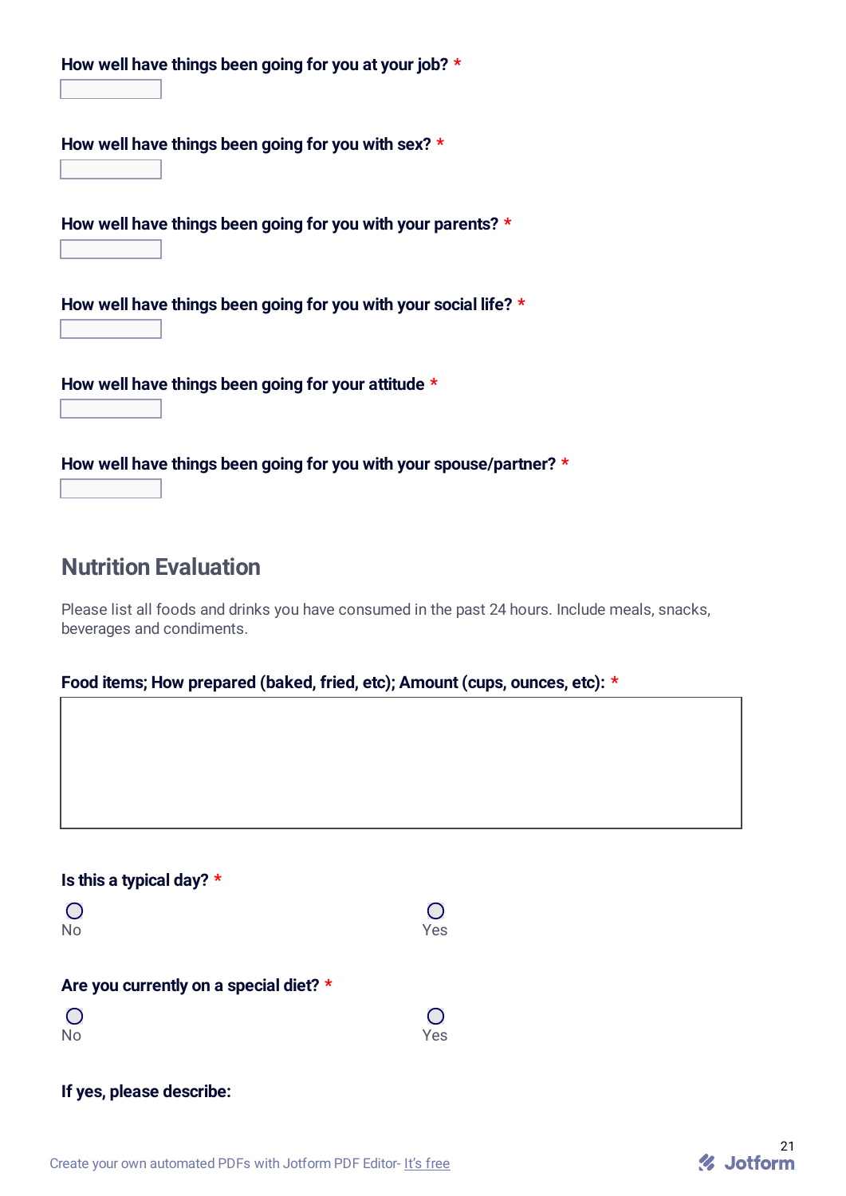**How well have things been going for you at your job?** *

**How well have things been going for you with sex?** *

**How well have things been going for you with your parents?** *

**How well have things been going for you with your social life?** *

**How well have things been going for your attitude** *

**How well have things been going for you with your spouse/partner?** *

## Nutrition Evaluation

Please list all foods and drinks you have consumed in the past 24 hours. Include meals, snacks, beverages and condiments.

**Food items; How prepared (baked, fried, etc); Amount (cups, ounces, etc):** *

**Is this a typical day?** *

- ○ No
- ○ Yes

**Are you currently on a special diet?** *

- ○ No
- ○ Yes

**If yes, please describe:**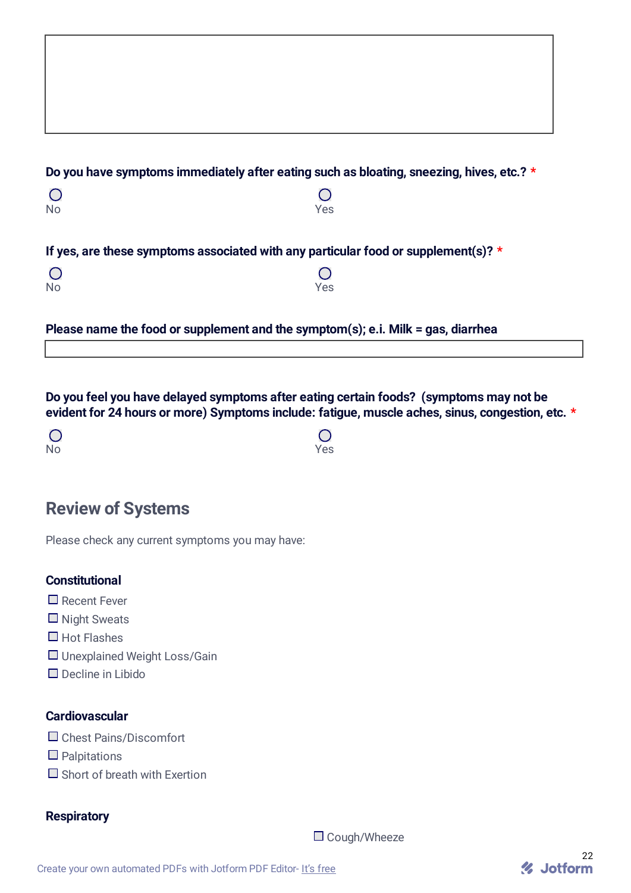**Do you have symptoms immediately after eating such as bloating, sneezing, hives, etc.? ***

○ No ○ Yes

**If yes, are these symptoms associated with any particular food or supplement(s)? ***

○ No ○ Yes

**Please name the food or supplement and the symptom(s); e.i. Milk = gas, diarrhea**

**Do you feel you have delayed symptoms after eating certain foods? (symptoms may not be evident for 24 hours or more) Symptoms include: fatigue, muscle aches, sinus, congestion, etc. ***

○ No ○ Yes

## Review of Systems

Please check any current symptoms you may have:

### Constitutional

- ☐ Recent Fever
- ☐ Night Sweats
- ☐ Hot Flashes
- ☐ Unexplained Weight Loss/Gain
- ☐ Decline in Libido

### Cardiovascular

- ☐ Chest Pains/Discomfort
- ☐ Palpitations
- ☐ Short of breath with Exertion

### Respiratory

- ☐ Cough/Wheeze

Create your own automated PDFs with Jotform PDF Editor- It's free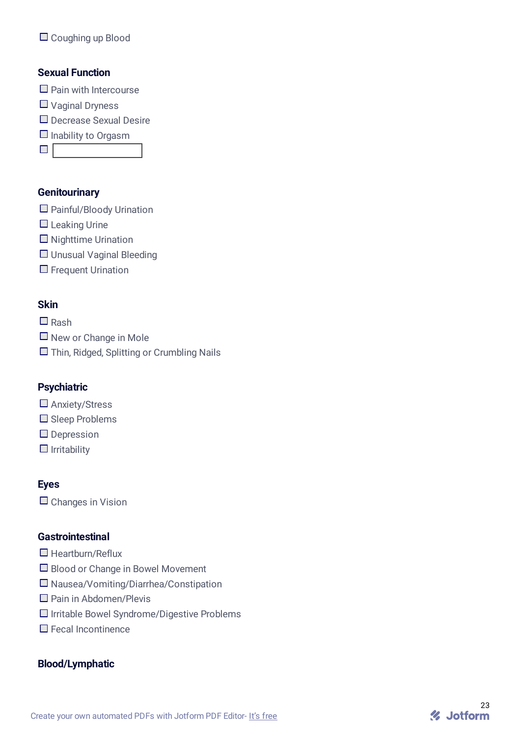- [ ] Coughing up Blood

## Sexual Function

- [ ] Pain with Intercourse
- [ ] Vaginal Dryness
- [ ] Decrease Sexual Desire
- [ ] Inability to Orgasm
- [ ] ____________

## Genitourinary

- [ ] Painful/Bloody Urination
- [ ] Leaking Urine
- [ ] Nighttime Urination
- [ ] Unusual Vaginal Bleeding
- [ ] Frequent Urination

## Skin

- [ ] Rash
- [ ] New or Change in Mole
- [ ] Thin, Ridged, Splitting or Crumbling Nails

## Psychiatric

- [ ] Anxiety/Stress
- [ ] Sleep Problems
- [ ] Depression
- [ ] Irritability

## Eyes

- [ ] Changes in Vision

## Gastrointestinal

- [ ] Heartburn/Reflux
- [ ] Blood or Change in Bowel Movement
- [ ] Nausea/Vomiting/Diarrhea/Constipation
- [ ] Pain in Abdomen/Plevis
- [ ] Irritable Bowel Syndrome/Digestive Problems
- [ ] Fecal Incontinence

## Blood/Lymphatic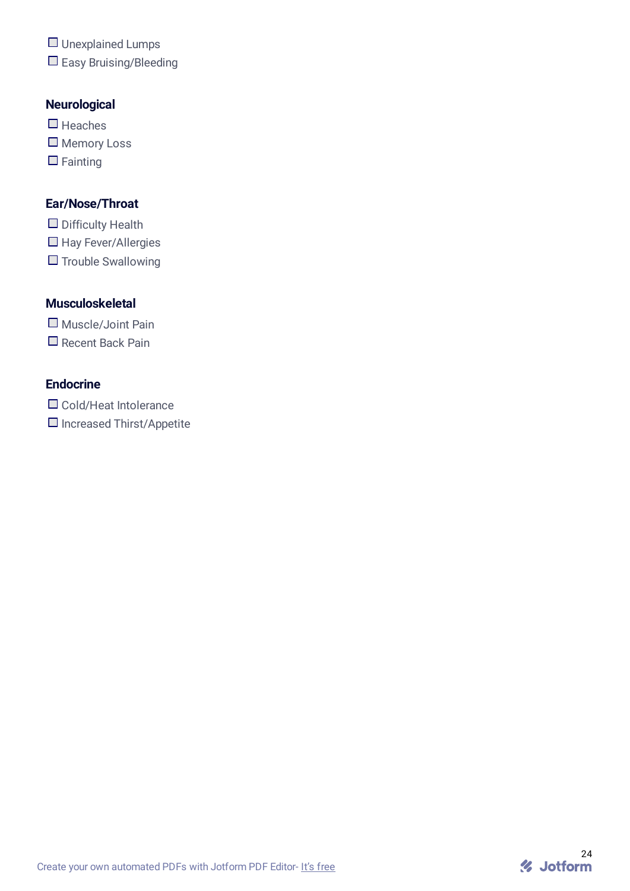- ☐ Unexplained Lumps
- ☐ Easy Bruising/Bleeding

### Neurological

- ☐ Heaches
- ☐ Memory Loss
- ☐ Fainting

### Ear/Nose/Throat

- ☐ Difficulty Health
- ☐ Hay Fever/Allergies
- ☐ Trouble Swallowing

### Musculoskeletal

- ☐ Muscle/Joint Pain
- ☐ Recent Back Pain

### Endocrine

- ☐ Cold/Heat Intolerance
- ☐ Increased Thirst/Appetite